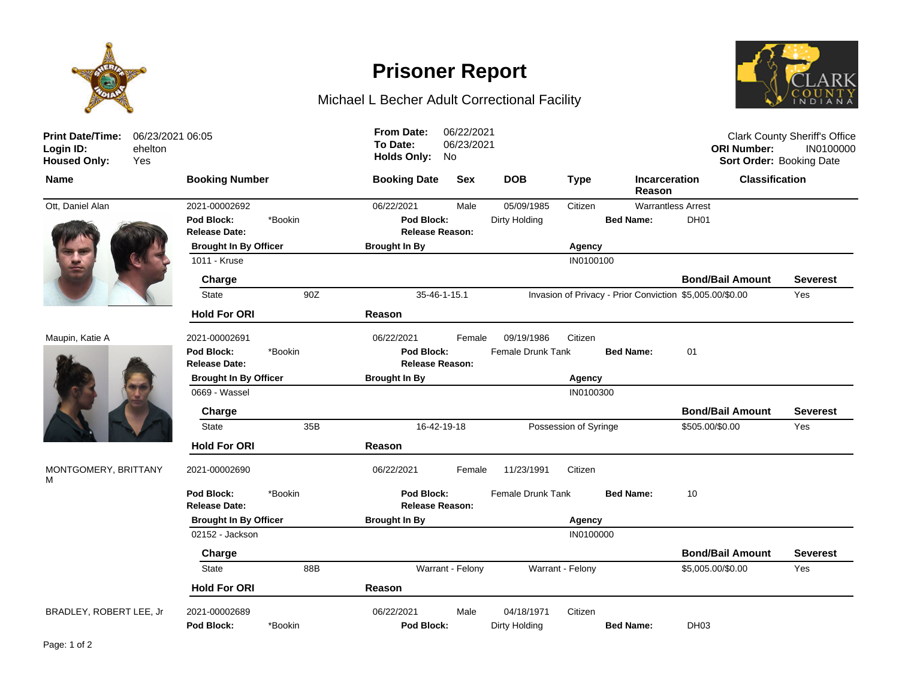# Prisoner Report

Michael L Becher Adult Correctional Facility

**Print Date/Time:** 06/23/2021 06:05
**Login ID:** ehelton
**Housed Only:** Yes

**From Date:** 06/22/2021
**To Date:** 06/23/2021
**Holds Only:** No

Clark County Sheriff's Office
**ORI Number:** IN0100000
**Sort Order:** Booking Date

| Name | Booking Number | Booking Date | Sex | DOB | Type | Incarceration Reason | Classification |
|---|---|---|---|---|---|---|---|
| Ott, Daniel Alan | 2021-00002692 | 06/22/2021 | Male | 05/09/1985 | Citizen | Warrantless Arrest | |

**Pod Block:** *Bookin **Pod Block:** Dirty Holding **Bed Name:** DH01
**Release Date:** **Release Reason:**

| Brought In By Officer | Brought In By | Agency |
|---|---|---|
| 1011 - Kruse | | IN0100100 |

| Charge | | | | Bond/Bail Amount | Severest |
|---|---|---|---|---|---|
| State | 90Z | 35-46-1-15.1 | Invasion of Privacy - Prior Conviction | $5,005.00/$0.00 | Yes |

| Hold For ORI | Reason |
|---|---|

| Name | Booking Number | Booking Date | Sex | DOB | Type | Incarceration Reason | Classification |
|---|---|---|---|---|---|---|---|
| Maupin, Katie A | 2021-00002691 | 06/22/2021 | Female | 09/19/1986 | Citizen | | |

**Pod Block:** *Bookin **Pod Block:** Female Drunk Tank **Bed Name:** 01
**Release Date:** **Release Reason:**

| Brought In By Officer | Brought In By | Agency |
|---|---|---|
| 0669 - Wassel | | IN0100300 |

| Charge | | | | Bond/Bail Amount | Severest |
|---|---|---|---|---|---|
| State | 35B | 16-42-19-18 | Possession of Syringe | $505.00/$0.00 | Yes |

| Hold For ORI | Reason |
|---|---|

| Name | Booking Number | Booking Date | Sex | DOB | Type | Incarceration Reason | Classification |
|---|---|---|---|---|---|---|---|
| MONTGOMERY, BRITTANY M | 2021-00002690 | 06/22/2021 | Female | 11/23/1991 | Citizen | | |

**Pod Block:** *Bookin **Pod Block:** Female Drunk Tank **Bed Name:** 10
**Release Date:** **Release Reason:**

| Brought In By Officer | Brought In By | Agency |
|---|---|---|
| 02152 - Jackson | | IN0100000 |

| Charge | | | | Bond/Bail Amount | Severest |
|---|---|---|---|---|---|
| State | 88B | Warrant - Felony | Warrant - Felony | $5,005.00/$0.00 | Yes |

| Hold For ORI | Reason |
|---|---|

| Name | Booking Number | Booking Date | Sex | DOB | Type | Incarceration Reason | Classification |
|---|---|---|---|---|---|---|---|
| BRADLEY, ROBERT LEE, Jr | 2021-00002689 | 06/22/2021 | Male | 04/18/1971 | Citizen | | |

**Pod Block:** *Bookin **Pod Block:** Dirty Holding **Bed Name:** DH03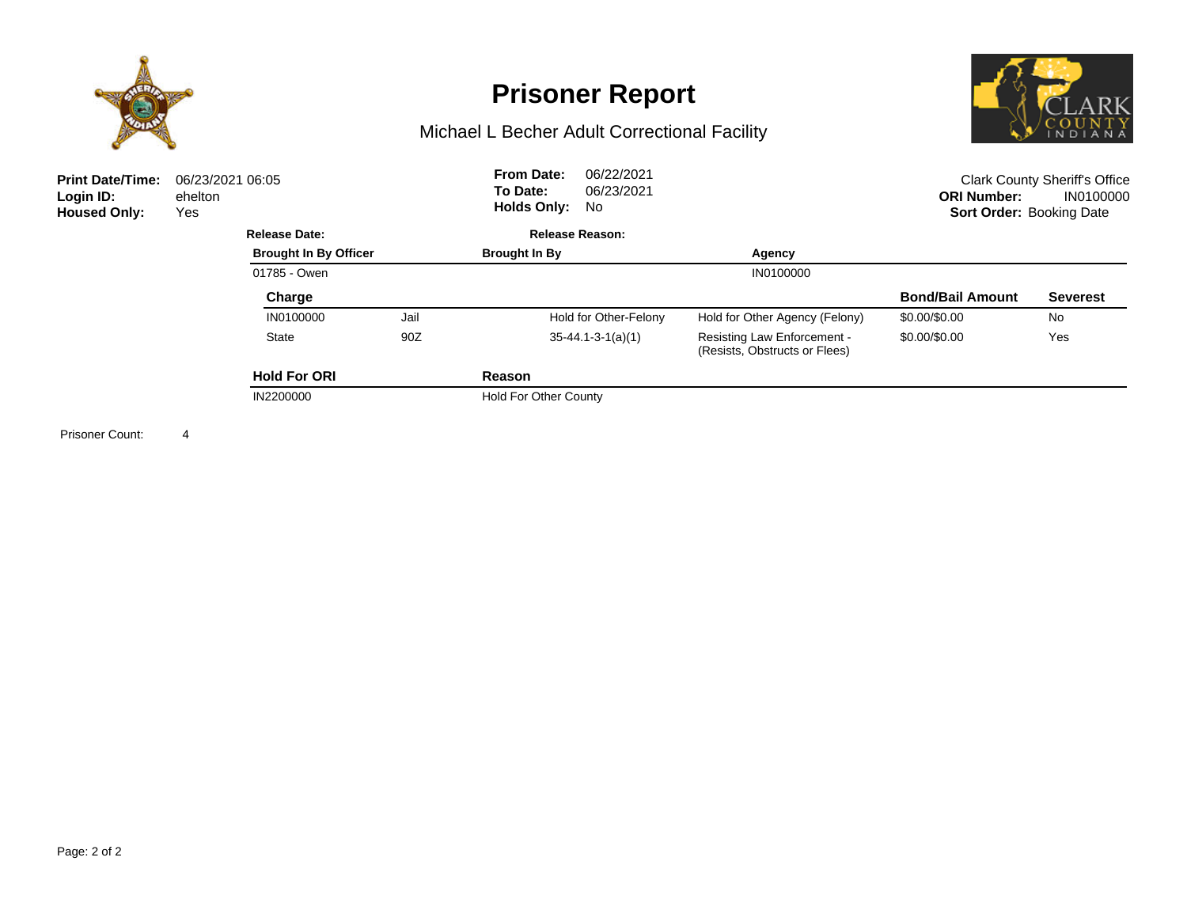# Prisoner Report

## Michael L Becher Adult Correctional Facility

**Print Date/Time:** 06/23/2021 06:05
**Login ID:** ehelton
**Housed Only:** Yes

**From Date:** 06/22/2021
**To Date:** 06/23/2021
**Holds Only:** No

Clark County Sheriff's Office
**ORI Number:** IN0100000
**Sort Order:** Booking Date

**Release Date:** **Release Reason:**

| Brought In By Officer | Brought In By | Agency |
|---|---|---|
| 01785 - Owen | | IN0100000 |

| Charge | | | | Bond/Bail Amount | Severest |
|---|---|---|---|---|---|
| IN0100000 | Jail | Hold for Other-Felony | Hold for Other Agency (Felony) | $0.00/$0.00 | No |
| State | 90Z | 35-44.1-3-1(a)(1) | Resisting Law Enforcement - (Resists, Obstructs or Flees) | $0.00/$0.00 | Yes |

| Hold For ORI | Reason |
|---|---|
| IN2200000 | Hold For Other County |

Prisoner Count: 4